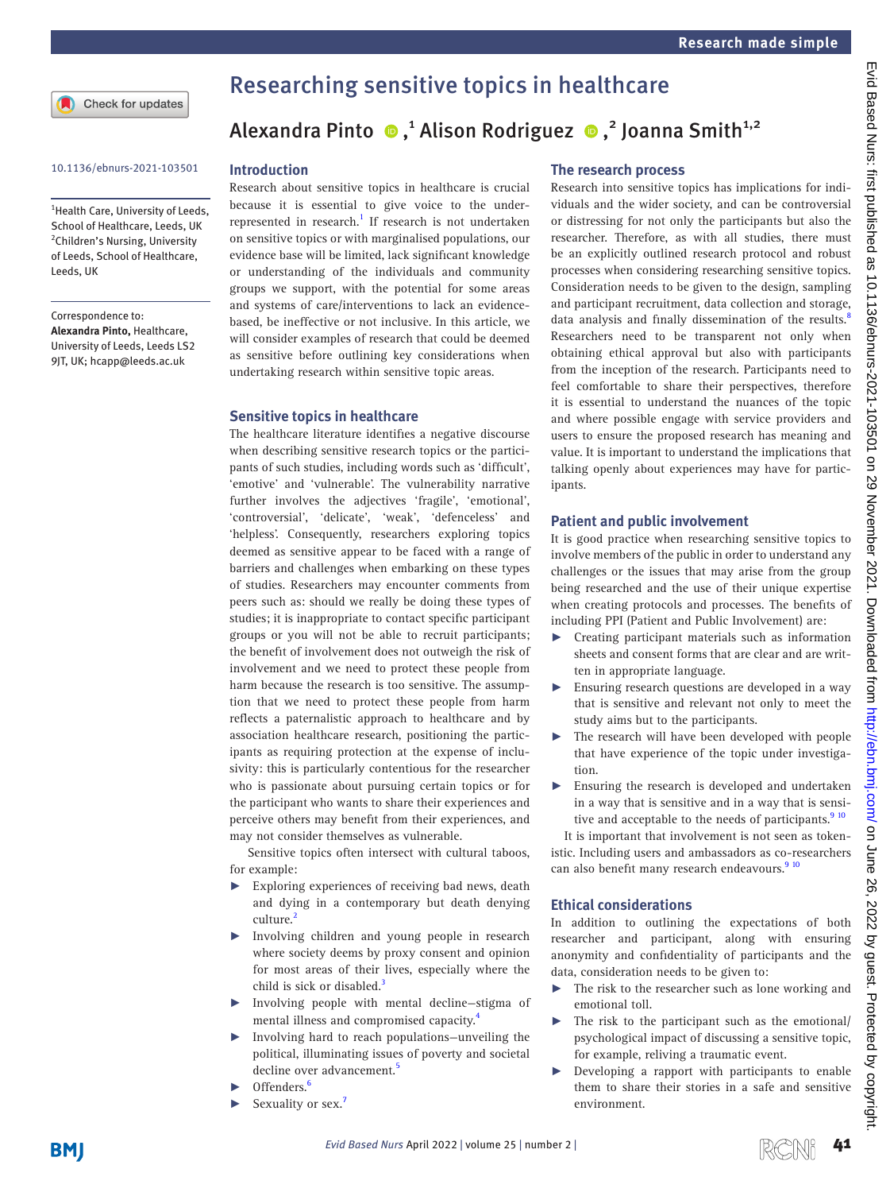# Researching sensitive topics in healthcare

Alexandra Pinto[1], Alison Rodriguez[2], Joanna Smith[1,2]

10.1136/ebnurs-2021-103501

[1]Health Care, University of Leeds, School of Healthcare, Leeds, UK
[2]Children's Nursing, University of Leeds, School of Healthcare, Leeds, UK

Correspondence to: **Alexandra Pinto**, Healthcare, University of Leeds, Leeds LS2 9JT, UK; hcapp@leeds.ac.uk

## Introduction

Research about sensitive topics in healthcare is crucial because it is essential to give voice to the underrepresented in research.[1] If research is not undertaken on sensitive topics or with marginalised populations, our evidence base will be limited, lack significant knowledge or understanding of the individuals and community groups we support, with the potential for some areas and systems of care/interventions to lack an evidence-based, be ineffective or not inclusive. In this article, we will consider examples of research that could be deemed as sensitive before outlining key considerations when undertaking research within sensitive topic areas.

## Sensitive topics in healthcare

The healthcare literature identifies a negative discourse when describing sensitive research topics or the participants of such studies, including words such as 'difficult', 'emotive' and 'vulnerable'. The vulnerability narrative further involves the adjectives 'fragile', 'emotional', 'controversial', 'delicate', 'weak', 'defenceless' and 'helpless'. Consequently, researchers exploring topics deemed as sensitive appear to be faced with a range of barriers and challenges when embarking on these types of studies. Researchers may encounter comments from peers such as: should we really be doing these types of studies; it is inappropriate to contact specific participant groups or you will not be able to recruit participants; the benefit of involvement does not outweigh the risk of involvement and we need to protect these people from harm because the research is too sensitive. The assumption that we need to protect these people from harm reflects a paternalistic approach to healthcare and by association healthcare research, positioning the participants as requiring protection at the expense of inclusivity: this is particularly contentious for the researcher who is passionate about pursuing certain topics or for the participant who wants to share their experiences and perceive others may benefit from their experiences, and may not consider themselves as vulnerable.

Sensitive topics often intersect with cultural taboos, for example:

- Exploring experiences of receiving bad news, death and dying in a contemporary but death denying culture.[2]
- Involving children and young people in research where society deems by proxy consent and opinion for most areas of their lives, especially where the child is sick or disabled.[3]
- Involving people with mental decline—stigma of mental illness and compromised capacity.[4]
- Involving hard to reach populations—unveiling the political, illuminating issues of poverty and societal decline over advancement.[5]
- Offenders.[6]
- Sexuality or sex.[7]

## The research process

Research into sensitive topics has implications for individuals and the wider society, and can be controversial or distressing for not only the participants but also the researcher. Therefore, as with all studies, there must be an explicitly outlined research protocol and robust processes when considering researching sensitive topics. Consideration needs to be given to the design, sampling and participant recruitment, data collection and storage, data analysis and finally dissemination of the results.[8] Researchers need to be transparent not only when obtaining ethical approval but also with participants from the inception of the research. Participants need to feel comfortable to share their perspectives, therefore it is essential to understand the nuances of the topic and where possible engage with service providers and users to ensure the proposed research has meaning and value. It is important to understand the implications that talking openly about experiences may have for participants.

## Patient and public involvement

It is good practice when researching sensitive topics to involve members of the public in order to understand any challenges or the issues that may arise from the group being researched and the use of their unique expertise when creating protocols and processes. The benefits of including PPI (Patient and Public Involvement) are:

- Creating participant materials such as information sheets and consent forms that are clear and are written in appropriate language.
- Ensuring research questions are developed in a way that is sensitive and relevant not only to meet the study aims but to the participants.
- The research will have been developed with people that have experience of the topic under investigation.
- Ensuring the research is developed and undertaken in a way that is sensitive and in a way that is sensitive and acceptable to the needs of participants.[9,10]

It is important that involvement is not seen as tokenistic. Including users and ambassadors as co-researchers can also benefit many research endeavours.[9,10]

## Ethical considerations

In addition to outlining the expectations of both researcher and participant, along with ensuring anonymity and confidentiality of participants and the data, consideration needs to be given to:

- The risk to the researcher such as lone working and emotional toll.
- The risk to the participant such as the emotional/psychological impact of discussing a sensitive topic, for example, reliving a traumatic event.
- Developing a rapport with participants to enable them to share their stories in a safe and sensitive environment.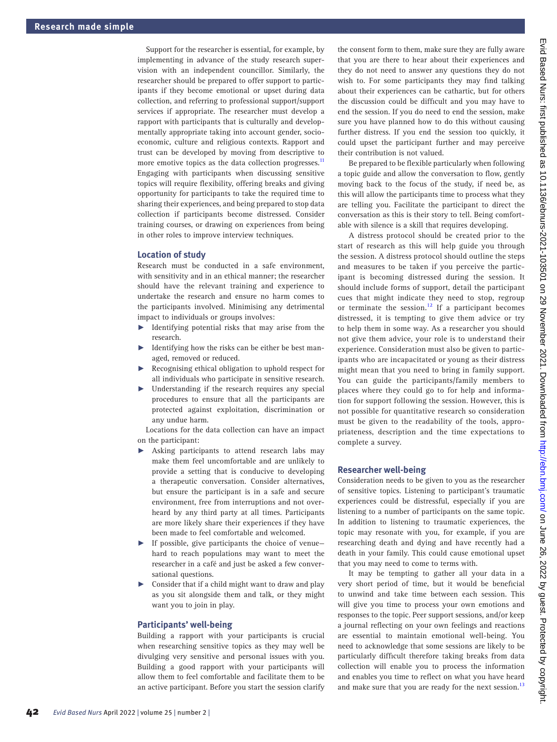Support for the researcher is essential, for example, by implementing in advance of the study research supervision with an independent councillor. Similarly, the researcher should be prepared to offer support to participants if they become emotional or upset during data collection, and referring to professional support/support services if appropriate. The researcher must develop a rapport with participants that is culturally and developmentally appropriate taking into account gender, socioeconomic, culture and religious contexts. Rapport and trust can be developed by moving from descriptive to more emotive topics as the data collection progresses.[11] Engaging with participants when discussing sensitive topics will require flexibility, offering breaks and giving opportunity for participants to take the required time to sharing their experiences, and being prepared to stop data collection if participants become distressed. Consider training courses, or drawing on experiences from being in other roles to improve interview techniques.

## Location of study

Research must be conducted in a safe environment, with sensitivity and in an ethical manner; the researcher should have the relevant training and experience to undertake the research and ensure no harm comes to the participants involved. Minimising any detrimental impact to individuals or groups involves:

- Identifying potential risks that may arise from the research.
- Identifying how the risks can be either be best managed, removed or reduced.
- Recognising ethical obligation to uphold respect for all individuals who participate in sensitive research.
- Understanding if the research requires any special procedures to ensure that all the participants are protected against exploitation, discrimination or any undue harm.

Locations for the data collection can have an impact on the participant:

- Asking participants to attend research labs may make them feel uncomfortable and are unlikely to provide a setting that is conducive to developing a therapeutic conversation. Consider alternatives, but ensure the participant is in a safe and secure environment, free from interruptions and not overheard by any third party at all times. Participants are more likely share their experiences if they have been made to feel comfortable and welcomed.
- If possible, give participants the choice of venue—hard to reach populations may want to meet the researcher in a café and just be asked a few conversational questions.
- Consider that if a child might want to draw and play as you sit alongside them and talk, or they might want you to join in play.

## Participants' well-being

Building a rapport with your participants is crucial when researching sensitive topics as they may well be divulging very sensitive and personal issues with you. Building a good rapport with your participants will allow them to feel comfortable and facilitate them to be an active participant. Before you start the session clarify the consent form to them, make sure they are fully aware that you are there to hear about their experiences and they do not need to answer any questions they do not wish to. For some participants they may find talking about their experiences can be cathartic, but for others the discussion could be difficult and you may have to end the session. If you do need to end the session, make sure you have planned how to do this without causing further distress. If you end the session too quickly, it could upset the participant further and may perceive their contribution is not valued.

Be prepared to be flexible particularly when following a topic guide and allow the conversation to flow, gently moving back to the focus of the study, if need be, as this will allow the participants time to process what they are telling you. Facilitate the participant to direct the conversation as this is their story to tell. Being comfortable with silence is a skill that requires developing.

A distress protocol should be created prior to the start of research as this will help guide you through the session. A distress protocol should outline the steps and measures to be taken if you perceive the participant is becoming distressed during the session. It should include forms of support, detail the participant cues that might indicate they need to stop, regroup or terminate the session.[12] If a participant becomes distressed, it is tempting to give them advice or try to help them in some way. As a researcher you should not give them advice, your role is to understand their experience. Consideration must also be given to participants who are incapacitated or young as their distress might mean that you need to bring in family support. You can guide the participants/family members to places where they could go to for help and information for support following the session. However, this is not possible for quantitative research so consideration must be given to the readability of the tools, appropriateness, description and the time expectations to complete a survey.

## Researcher well-being

Consideration needs to be given to you as the researcher of sensitive topics. Listening to participant's traumatic experiences could be distressful, especially if you are listening to a number of participants on the same topic. In addition to listening to traumatic experiences, the topic may resonate with you, for example, if you are researching death and dying and have recently had a death in your family. This could cause emotional upset that you may need to come to terms with.

It may be tempting to gather all your data in a very short period of time, but it would be beneficial to unwind and take time between each session. This will give you time to process your own emotions and responses to the topic. Peer support sessions, and/or keep a journal reflecting on your own feelings and reactions are essential to maintain emotional well-being. You need to acknowledge that some sessions are likely to be particularly difficult therefore taking breaks from data collection will enable you to process the information and enables you time to reflect on what you have heard and make sure that you are ready for the next session.[13]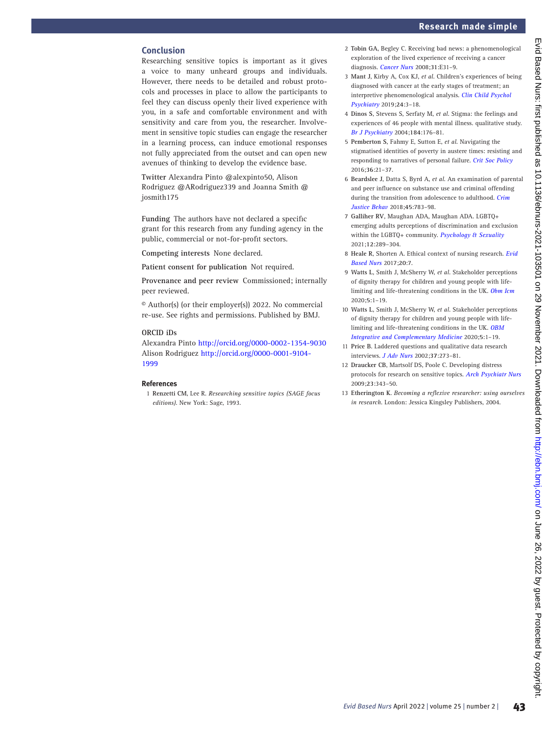## Conclusion

Researching sensitive topics is important as it gives a voice to many unheard groups and individuals. However, there needs to be detailed and robust protocols and processes in place to allow the participants to feel they can discuss openly their lived experience with you, in a safe and comfortable environment and with sensitivity and care from you, the researcher. Involvement in sensitive topic studies can engage the researcher in a learning process, can induce emotional responses not fully appreciated from the outset and can open new avenues of thinking to develop the evidence base.

**Twitter** Alexandra Pinto @alexpinto50, Alison Rodriguez @ARodriguez339 and Joanna Smith @josmith175

**Funding** The authors have not declared a specific grant for this research from any funding agency in the public, commercial or not-for-profit sectors.

**Competing interests** None declared.

**Patient consent for publication** Not required.

**Provenance and peer review** Commissioned; internally peer reviewed.

© Author(s) (or their employer(s)) 2022. No commercial re-use. See rights and permissions. Published by BMJ.

**ORCID iDs**

Alexandra Pinto http://orcid.org/0000-0002-1354-9030
Alison Rodriguez http://orcid.org/0000-0001-9104-1999

## References

1. Renzetti CM, Lee R. *Researching sensitive topics (SAGE focus editions)*. New York: Sage, 1993.
2. Tobin GA, Begley C. Receiving bad news: a phenomenological exploration of the lived experience of receiving a cancer diagnosis. *Cancer Nurs* 2008;31:E31–9.
3. Mant J, Kirby A, Cox KJ, *et al*. Children's experiences of being diagnosed with cancer at the early stages of treatment; an interpretive phenomenological analysis. *Clin Child Psychol Psychiatry* 2019;24:3–18.
4. Dinos S, Stevens S, Serfaty M, *et al*. Stigma: the feelings and experiences of 46 people with mental illness. qualitative study. *Br J Psychiatry* 2004;184:176–81.
5. Pemberton S, Fahmy E, Sutton E, *et al*. Navigating the stigmatised identities of poverty in austere times: resisting and responding to narratives of personal failure. *Crit Soc Policy* 2016;36:21–37.
6. Beardslee J, Datta S, Byrd A, *et al*. An examination of parental and peer influence on substance use and criminal offending during the transition from adolescence to adulthood. *Crim Justice Behav* 2018;45:783–98.
7. Galliher RV, Maughan ADA, Maughan ADA. LGBTQ+ emerging adults perceptions of discrimination and exclusion within the LGBTQ+ community. *Psychology & Sexuality* 2021;12:289–304.
8. Heale R, Shorten A. Ethical context of nursing research. *Evid Based Nurs* 2017;20:7.
9. Watts L, Smith J, McSherry W, *et al*. Stakeholder perceptions of dignity therapy for children and young people with life-limiting and life-threatening conditions in the UK. *Obm Icm* 2020;5:1–19.
10. Watts L, Smith J, McSherry W, *et al*. Stakeholder perceptions of dignity therapy for children and young people with life-limiting and life-threatening conditions in the UK. *OBM Integrative and Complementary Medicine* 2020;5:1–19.
11. Price B. Laddered questions and qualitative data research interviews. *J Adv Nurs* 2002;37:273–81.
12. Draucker CB, Martsolf DS, Poole C. Developing distress protocols for research on sensitive topics. *Arch Psychiatr Nurs* 2009;23:343–50.
13. Etherington K. *Becoming a reflexive researcher: using ourselves in research*. London: Jessica Kingsley Publishers, 2004.